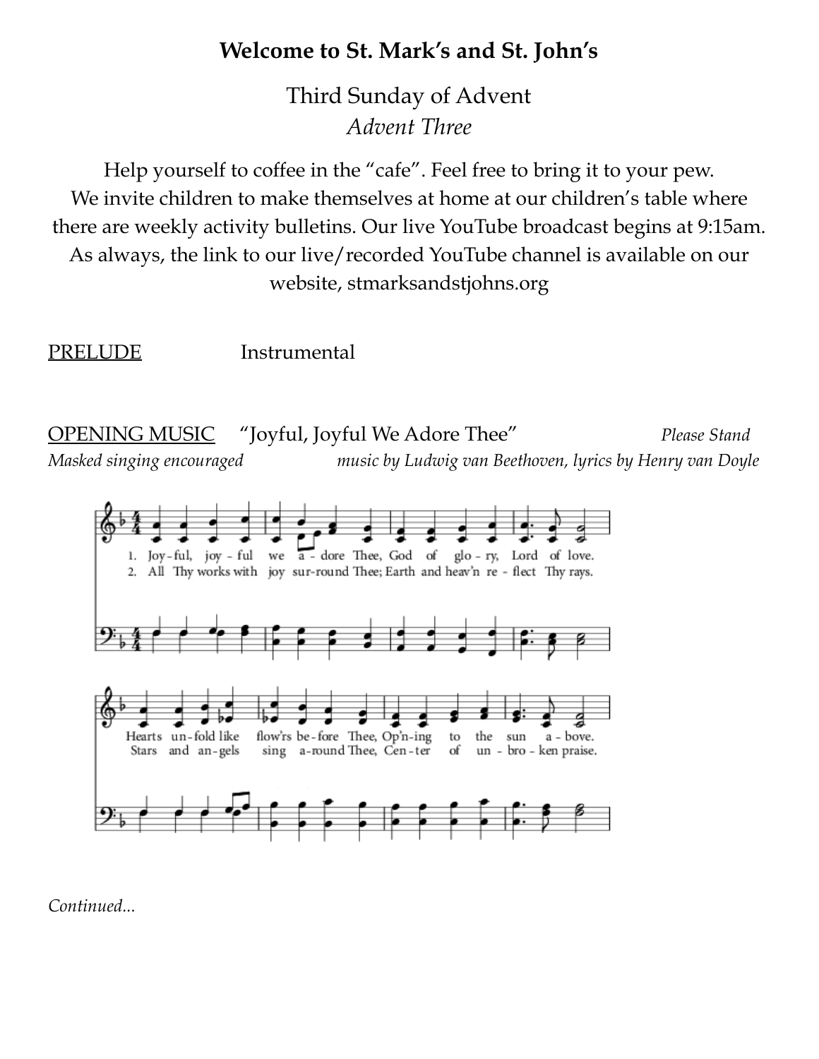**Welcome to St. Mark's and St. John's**

Third Sunday of Advent
*Advent Three*

Help yourself to coffee in the "cafe". Feel free to bring it to your pew. We invite children to make themselves at home at our children's table where there are weekly activity bulletins. Our live YouTube broadcast begins at 9:15am. As always, the link to our live/recorded YouTube channel is available on our website, stmarksandstjohns.org

PRELUDE Instrumental

OPENING MUSIC "Joyful, Joyful We Adore Thee" *Please Stand*
*Masked singing encouraged* *music by Ludwig van Beethoven, lyrics by Henry van Doyle*

1. Joy-ful, joy-ful we a-dore Thee, God of glo-ry, Lord of love.
2. All Thy works with joy sur-round Thee; Earth and heav'n re-flect Thy rays.

Hearts un-fold like flow'rs be-fore Thee, Op'n-ing to the sun a-bove.
Stars and an-gels sing a-round Thee, Cen-ter of un-bro-ken praise.

*Continued...*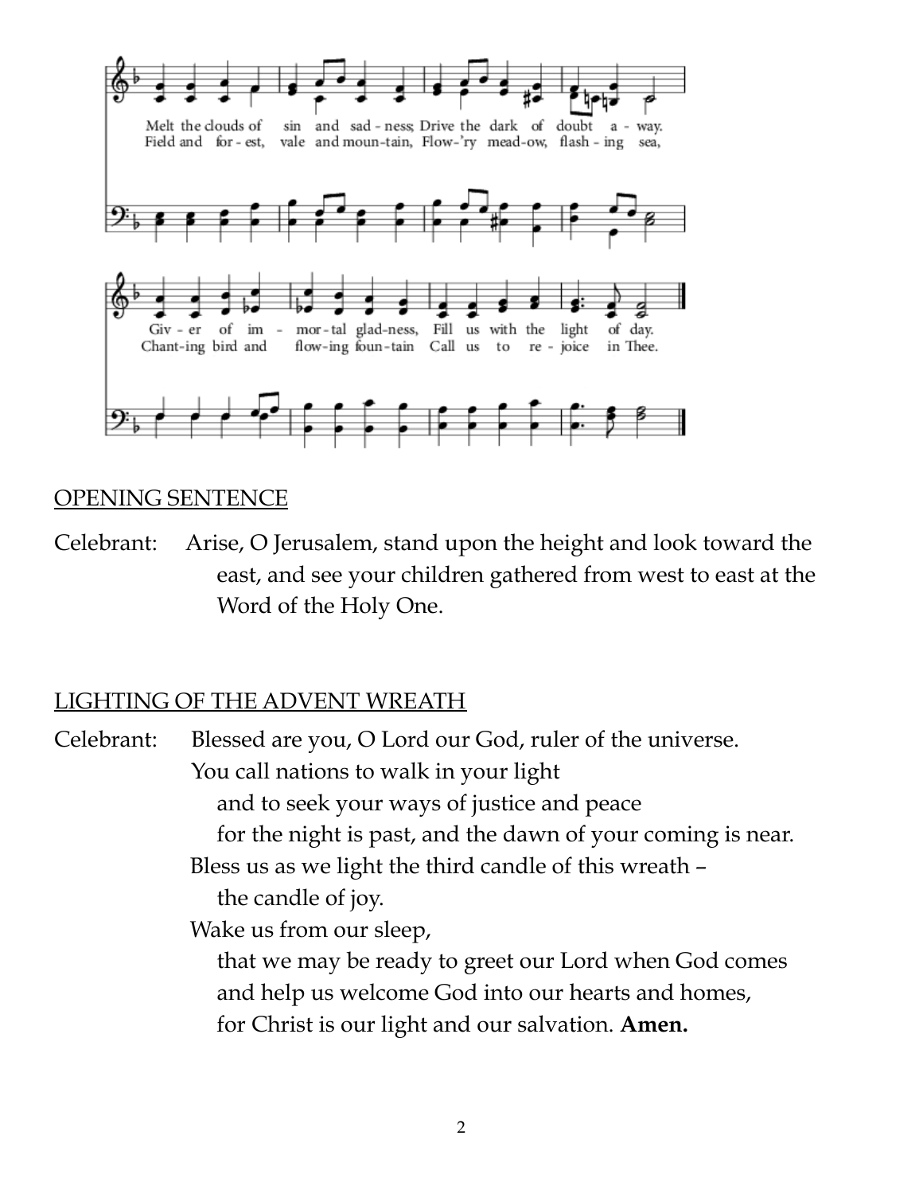Melt the clouds of sin and sad - ness; Drive the dark of doubt a - way.
Field and for - est, vale and moun-tain, Flow-'ry mead-ow, flash - ing sea,

Giv - er of im - mor - tal glad-ness, Fill us with the light of day.
Chant-ing bird and flow-ing foun-tain Call us to re - joice in Thee.

## OPENING SENTENCE

Celebrant: Arise, O Jerusalem, stand upon the height and look toward the east, and see your children gathered from west to east at the Word of the Holy One.

## LIGHTING OF THE ADVENT WREATH

Celebrant: Blessed are you, O Lord our God, ruler of the universe.
You call nations to walk in your light
and to seek your ways of justice and peace
for the night is past, and the dawn of your coming is near.
Bless us as we light the third candle of this wreath –
the candle of joy.
Wake us from our sleep,
that we may be ready to greet our Lord when God comes
and help us welcome God into our hearts and homes,
for Christ is our light and our salvation. **Amen.**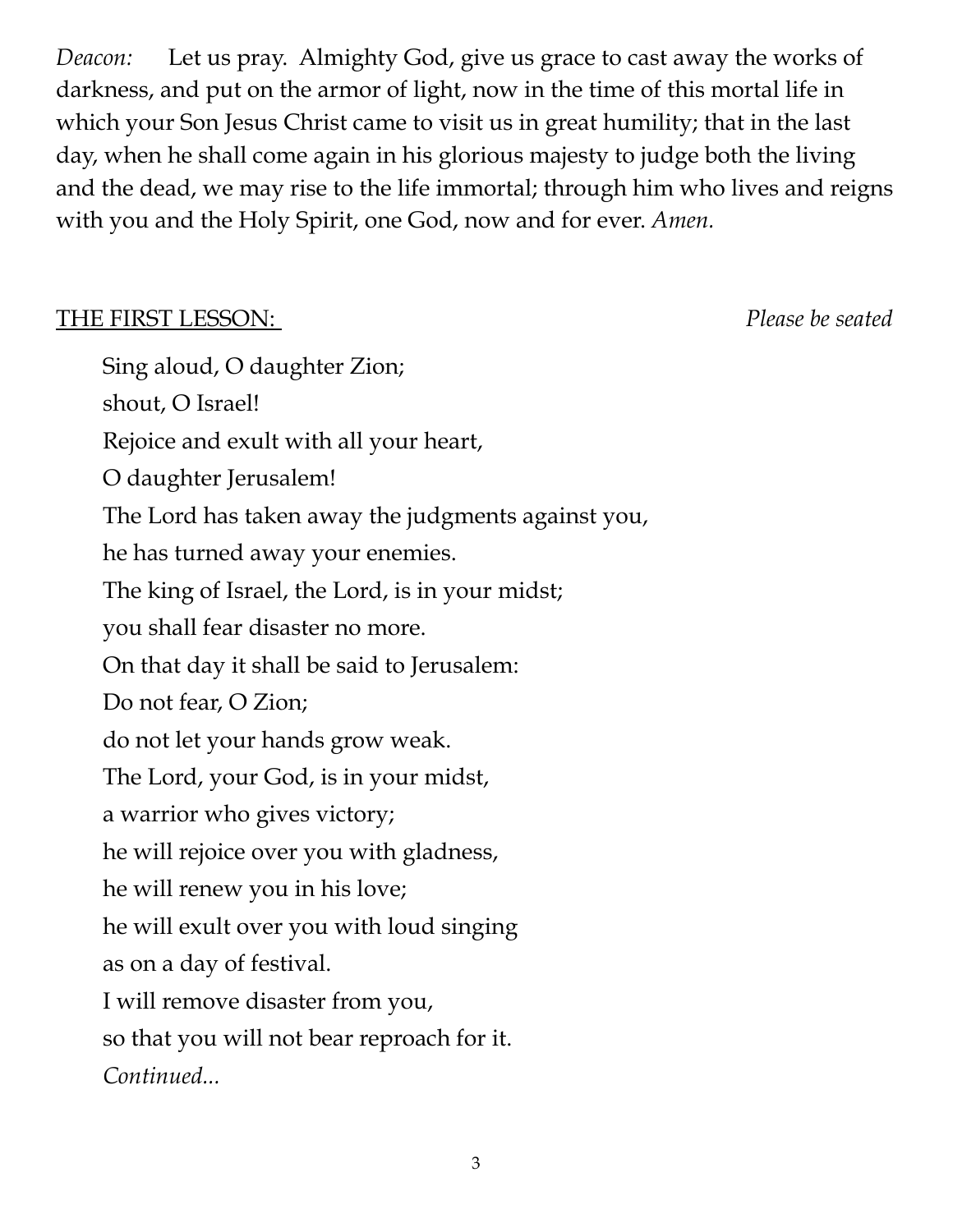*Deacon:* Let us pray. Almighty God, give us grace to cast away the works of darkness, and put on the armor of light, now in the time of this mortal life in which your Son Jesus Christ came to visit us in great humility; that in the last day, when he shall come again in his glorious majesty to judge both the living and the dead, we may rise to the life immortal; through him who lives and reigns with you and the Holy Spirit, one God, now and for ever. *Amen.*

<u>THE FIRST LESSON:</u> *Please be seated*

Sing aloud, O daughter Zion;
shout, O Israel!
Rejoice and exult with all your heart,
O daughter Jerusalem!
The Lord has taken away the judgments against you,
he has turned away your enemies.
The king of Israel, the Lord, is in your midst;
you shall fear disaster no more.
On that day it shall be said to Jerusalem:
Do not fear, O Zion;
do not let your hands grow weak.
The Lord, your God, is in your midst,
a warrior who gives victory;
he will rejoice over you with gladness,
he will renew you in his love;
he will exult over you with loud singing
as on a day of festival.
I will remove disaster from you,
so that you will not bear reproach for it.
*Continued...*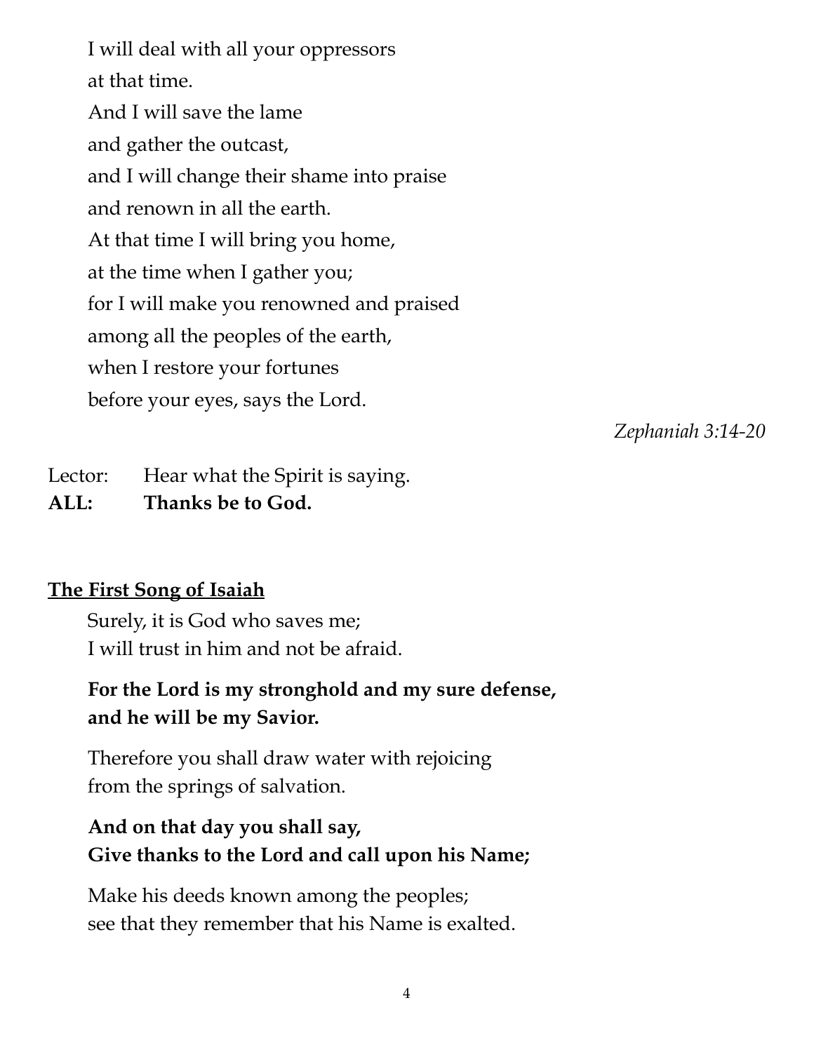I will deal with all your oppressors
at that time.
And I will save the lame
and gather the outcast,
and I will change their shame into praise
and renown in all the earth.
At that time I will bring you home,
at the time when I gather you;
for I will make you renowned and praised
among all the peoples of the earth,
when I restore your fortunes
before your eyes, says the Lord.

*Zephaniah 3:14-20*

Lector: Hear what the Spirit is saying.
**ALL: Thanks be to God.**

**The First Song of Isaiah**

Surely, it is God who saves me;
I will trust in him and not be afraid.

**For the Lord is my stronghold and my sure defense,**
**and he will be my Savior.**

Therefore you shall draw water with rejoicing
from the springs of salvation.

**And on that day you shall say,**
**Give thanks to the Lord and call upon his Name;**

Make his deeds known among the peoples;
see that they remember that his Name is exalted.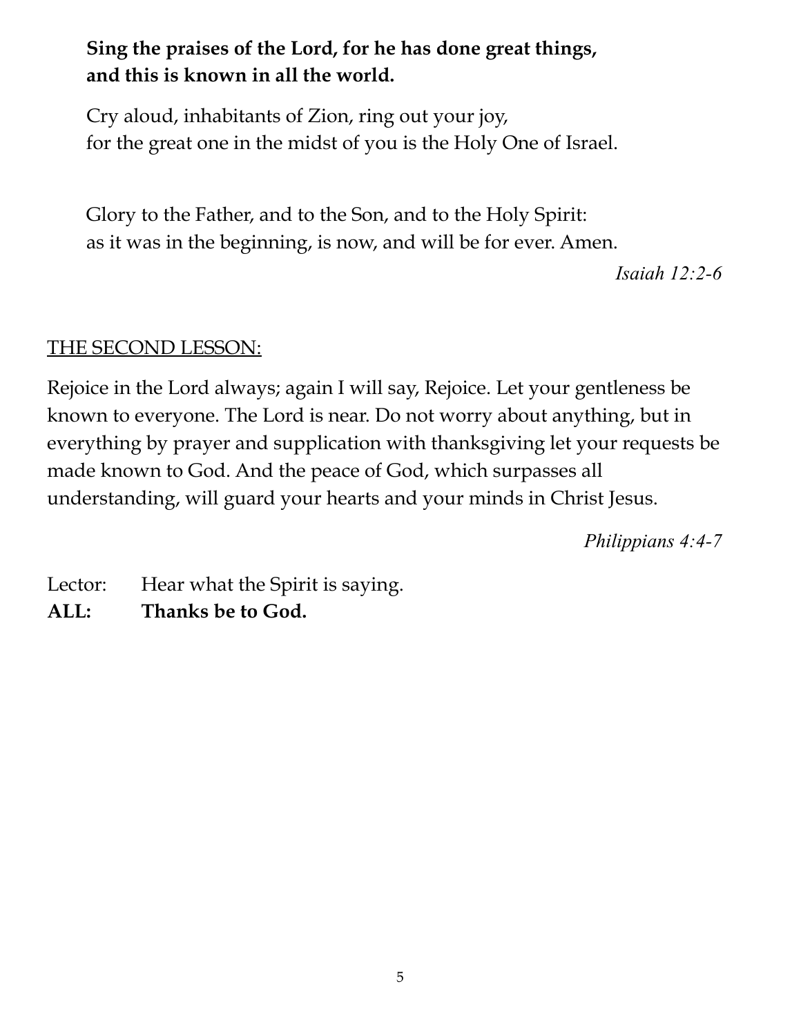**Sing the praises of the Lord, for he has done great things,**
**and this is known in all the world.**

Cry aloud, inhabitants of Zion, ring out your joy,
for the great one in the midst of you is the Holy One of Israel.

Glory to the Father, and to the Son, and to the Holy Spirit:
as it was in the beginning, is now, and will be for ever. Amen.

*Isaiah 12:2-6*

<u>THE SECOND LESSON:</u>

Rejoice in the Lord always; again I will say, Rejoice. Let your gentleness be known to everyone. The Lord is near. Do not worry about anything, but in everything by prayer and supplication with thanksgiving let your requests be made known to God. And the peace of God, which surpasses all understanding, will guard your hearts and your minds in Christ Jesus.

*Philippians 4:4-7*

Lector: Hear what the Spirit is saying.
**ALL: Thanks be to God.**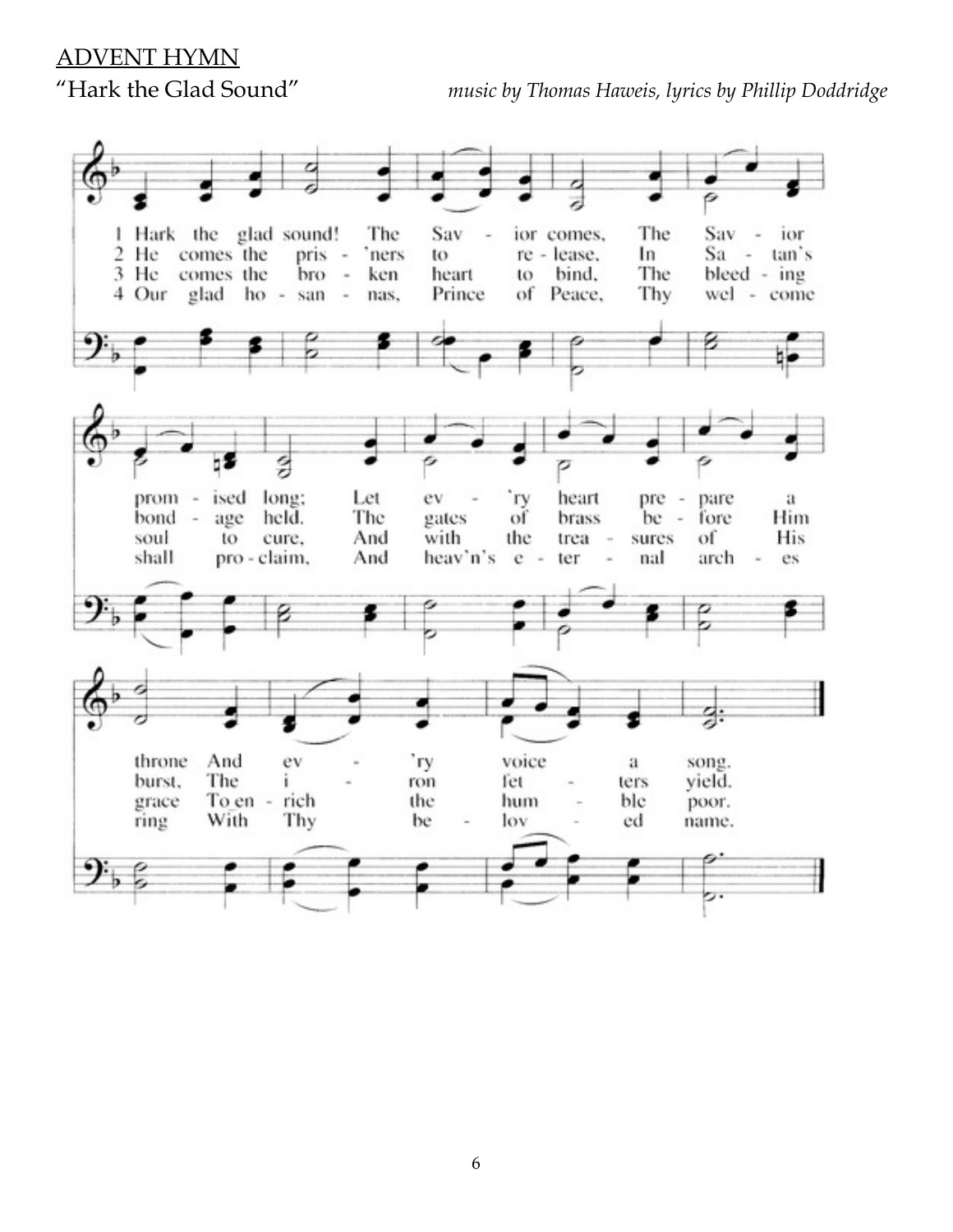ADVENT HYMN

"Hark the Glad Sound" *music by Thomas Haweis, lyrics by Phillip Doddridge*

1 Hark the glad sound! The Savior comes, The Savior promised long; Let every heart prepare a throne And every voice a song.

2 He comes the pris'ners to release, In Satan's bondage held. The gates of brass before Him burst, The iron fetters yield.

3 He comes the broken heart to bind, The bleeding soul to cure, And with the treasures of His grace To enrich the humble poor.

4 Our glad hosannas, Prince of Peace, Thy welcome shall proclaim, And heav'n's eternal arches ring With Thy beloved name.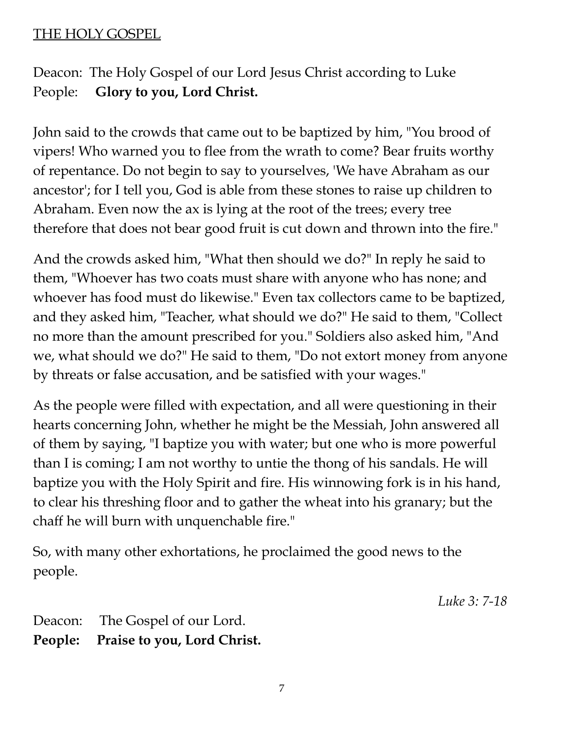## THE HOLY GOSPEL

Deacon: The Holy Gospel of our Lord Jesus Christ according to Luke
People: **Glory to you, Lord Christ.**

John said to the crowds that came out to be baptized by him, "You brood of vipers! Who warned you to flee from the wrath to come? Bear fruits worthy of repentance. Do not begin to say to yourselves, 'We have Abraham as our ancestor'; for I tell you, God is able from these stones to raise up children to Abraham. Even now the ax is lying at the root of the trees; every tree therefore that does not bear good fruit is cut down and thrown into the fire."

And the crowds asked him, "What then should we do?" In reply he said to them, "Whoever has two coats must share with anyone who has none; and whoever has food must do likewise." Even tax collectors came to be baptized, and they asked him, "Teacher, what should we do?" He said to them, "Collect no more than the amount prescribed for you." Soldiers also asked him, "And we, what should we do?" He said to them, "Do not extort money from anyone by threats or false accusation, and be satisfied with your wages."

As the people were filled with expectation, and all were questioning in their hearts concerning John, whether he might be the Messiah, John answered all of them by saying, "I baptize you with water; but one who is more powerful than I is coming; I am not worthy to untie the thong of his sandals. He will baptize you with the Holy Spirit and fire. His winnowing fork is in his hand, to clear his threshing floor and to gather the wheat into his granary; but the chaff he will burn with unquenchable fire."

So, with many other exhortations, he proclaimed the good news to the people.

*Luke 3: 7-18*

Deacon: The Gospel of our Lord.
**People: Praise to you, Lord Christ.**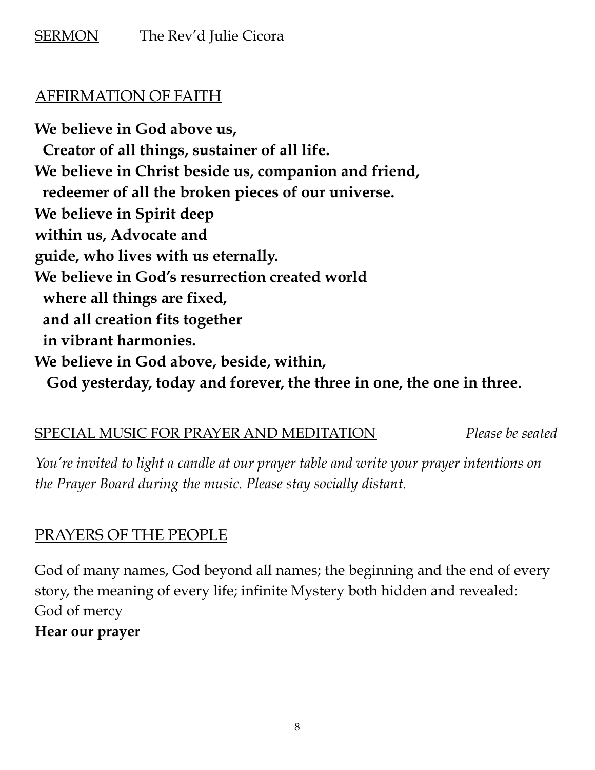SERMON The Rev'd Julie Cicora

AFFIRMATION OF FAITH

**We believe in God above us,**
**Creator of all things, sustainer of all life.**
**We believe in Christ beside us, companion and friend,**
**redeemer of all the broken pieces of our universe.**
**We believe in Spirit deep**
**within us, Advocate and**
**guide, who lives with us eternally.**
**We believe in God's resurrection created world**
**where all things are fixed,**
**and all creation fits together**
**in vibrant harmonies.**
**We believe in God above, beside, within,**
**God yesterday, today and forever, the three in one, the one in three.**

SPECIAL MUSIC FOR PRAYER AND MEDITATION *Please be seated*

*You're invited to light a candle at our prayer table and write your prayer intentions on the Prayer Board during the music. Please stay socially distant.*

PRAYERS OF THE PEOPLE

God of many names, God beyond all names; the beginning and the end of every story, the meaning of every life; infinite Mystery both hidden and revealed:
God of mercy
**Hear our prayer**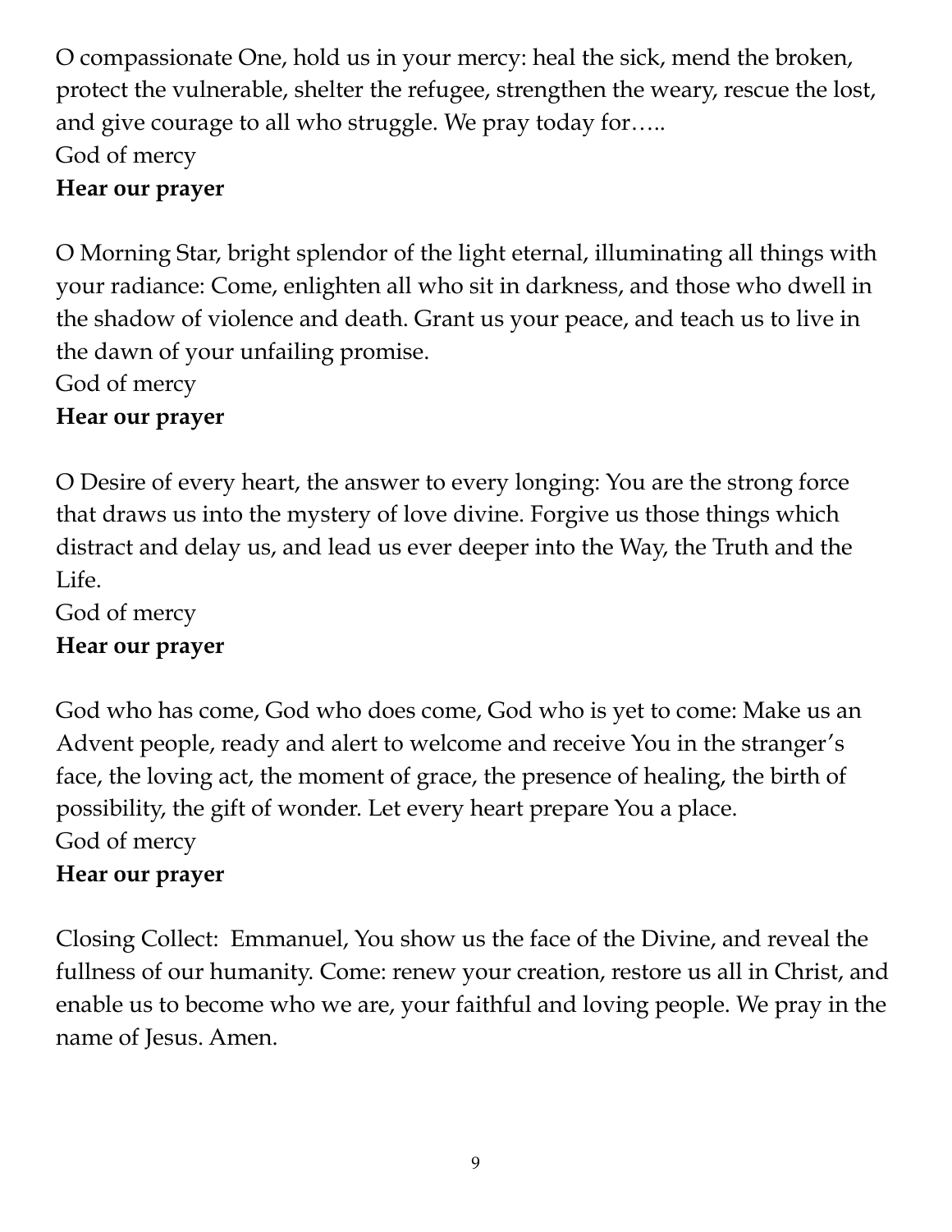O compassionate One, hold us in your mercy: heal the sick, mend the broken, protect the vulnerable, shelter the refugee, strengthen the weary, rescue the lost, and give courage to all who struggle. We pray today for…..
God of mercy
**Hear our prayer**

O Morning Star, bright splendor of the light eternal, illuminating all things with your radiance: Come, enlighten all who sit in darkness, and those who dwell in the shadow of violence and death. Grant us your peace, and teach us to live in the dawn of your unfailing promise.
God of mercy
**Hear our prayer**

O Desire of every heart, the answer to every longing: You are the strong force that draws us into the mystery of love divine. Forgive us those things which distract and delay us, and lead us ever deeper into the Way, the Truth and the Life.
God of mercy
**Hear our prayer**

God who has come, God who does come, God who is yet to come: Make us an Advent people, ready and alert to welcome and receive You in the stranger's face, the loving act, the moment of grace, the presence of healing, the birth of possibility, the gift of wonder. Let every heart prepare You a place.
God of mercy
**Hear our prayer**

Closing Collect: Emmanuel, You show us the face of the Divine, and reveal the fullness of our humanity. Come: renew your creation, restore us all in Christ, and enable us to become who we are, your faithful and loving people. We pray in the name of Jesus. Amen.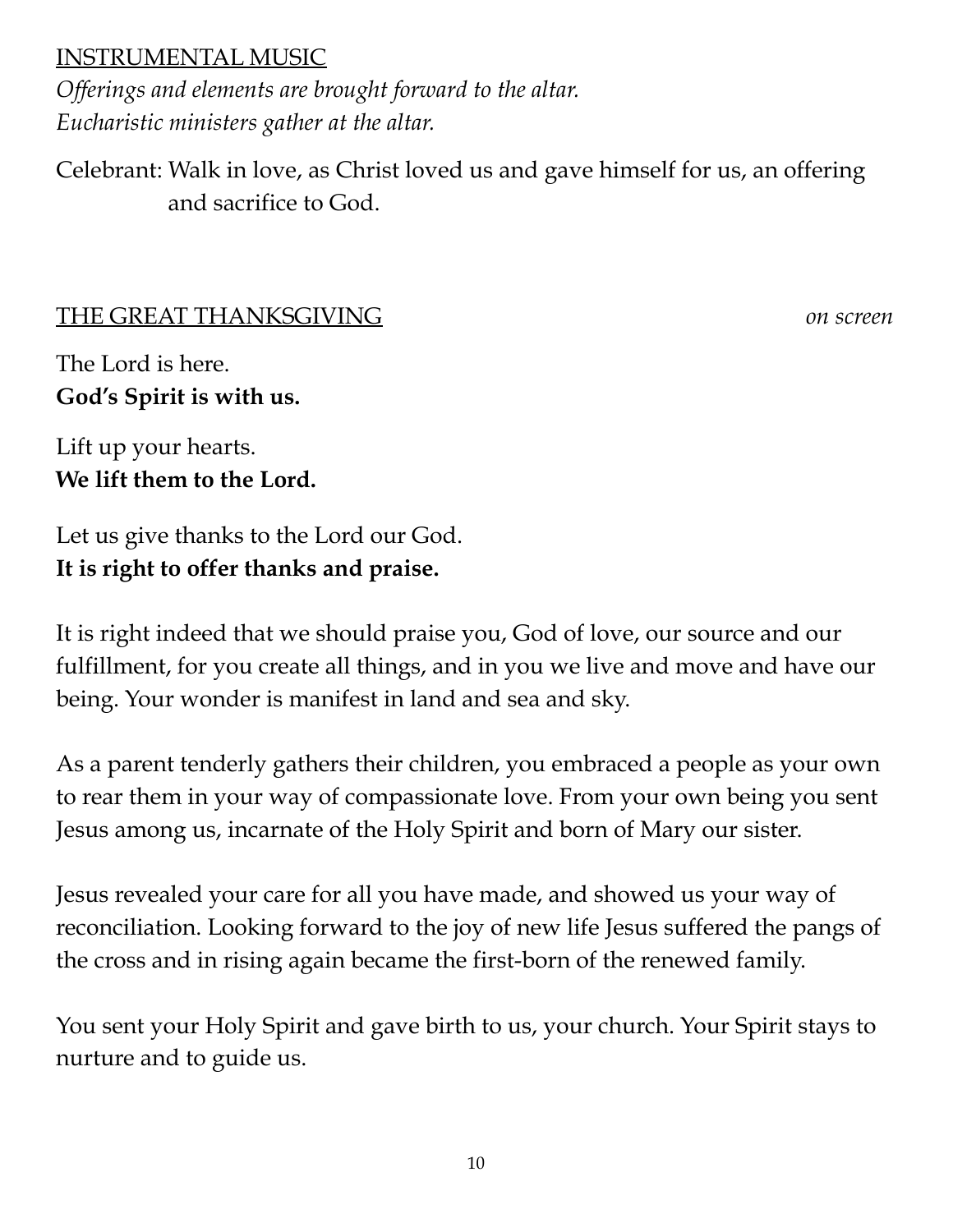INSTRUMENTAL MUSIC

*Offerings and elements are brought forward to the altar.*
*Eucharistic ministers gather at the altar.*

Celebrant: Walk in love, as Christ loved us and gave himself for us, an offering and sacrifice to God.

THE GREAT THANKSGIVING *on screen*

The Lord is here.
**God's Spirit is with us.**

Lift up your hearts.
**We lift them to the Lord.**

Let us give thanks to the Lord our God.
**It is right to offer thanks and praise.**

It is right indeed that we should praise you, God of love, our source and our fulfillment, for you create all things, and in you we live and move and have our being. Your wonder is manifest in land and sea and sky.

As a parent tenderly gathers their children, you embraced a people as your own to rear them in your way of compassionate love. From your own being you sent Jesus among us, incarnate of the Holy Spirit and born of Mary our sister.

Jesus revealed your care for all you have made, and showed us your way of reconciliation. Looking forward to the joy of new life Jesus suffered the pangs of the cross and in rising again became the first-born of the renewed family.

You sent your Holy Spirit and gave birth to us, your church. Your Spirit stays to nurture and to guide us.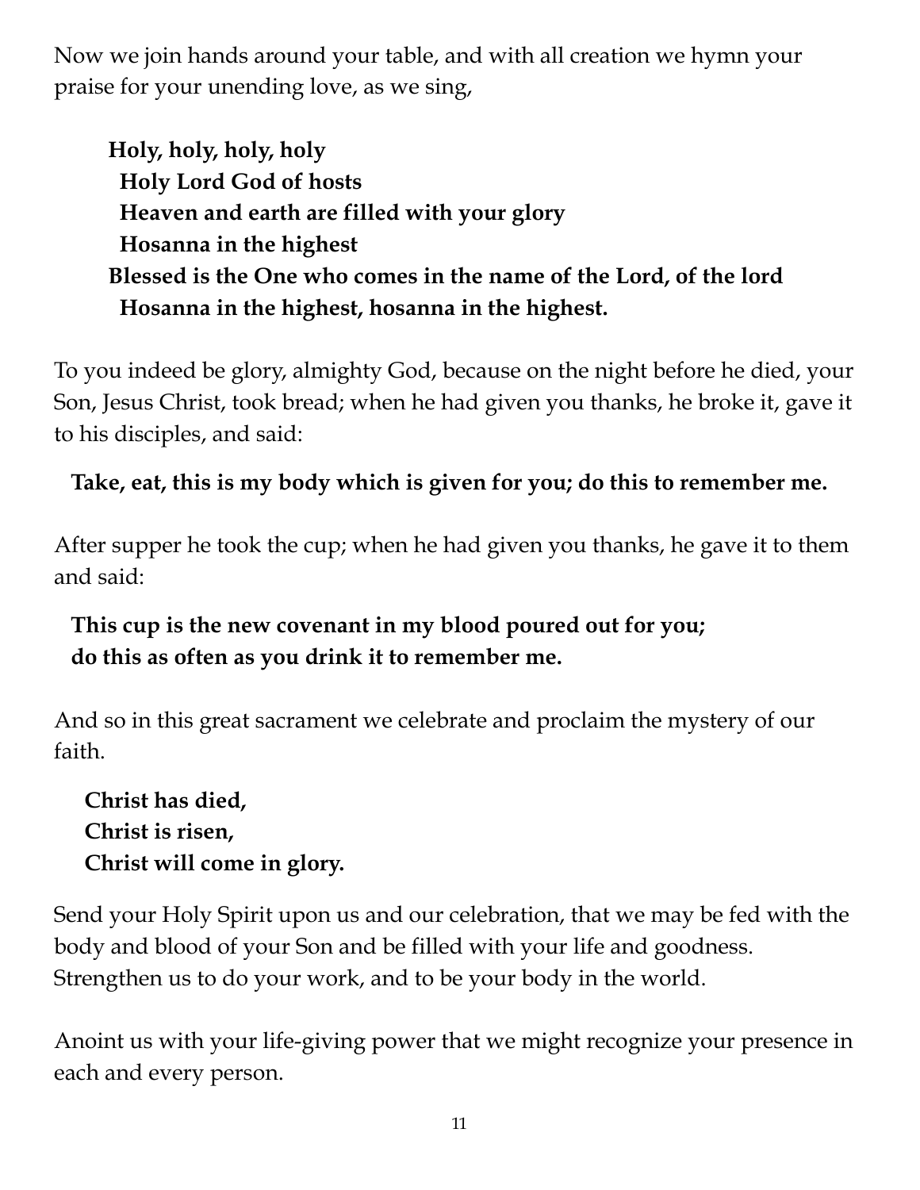Now we join hands around your table, and with all creation we hymn your praise for your unending love, as we sing,

> **Holy, holy, holy, holy**
> **Holy Lord God of hosts**
> **Heaven and earth are filled with your glory**
> **Hosanna in the highest**
> **Blessed is the One who comes in the name of the Lord, of the lord**
> **Hosanna in the highest, hosanna in the highest.**

To you indeed be glory, almighty God, because on the night before he died, your Son, Jesus Christ, took bread; when he had given you thanks, he broke it, gave it to his disciples, and said:

**Take, eat, this is my body which is given for you; do this to remember me.**

After supper he took the cup; when he had given you thanks, he gave it to them and said:

**This cup is the new covenant in my blood poured out for you;**
**do this as often as you drink it to remember me.**

And so in this great sacrament we celebrate and proclaim the mystery of our faith.

**Christ has died,**
**Christ is risen,**
**Christ will come in glory.**

Send your Holy Spirit upon us and our celebration, that we may be fed with the body and blood of your Son and be filled with your life and goodness. Strengthen us to do your work, and to be your body in the world.

Anoint us with your life-giving power that we might recognize your presence in each and every person.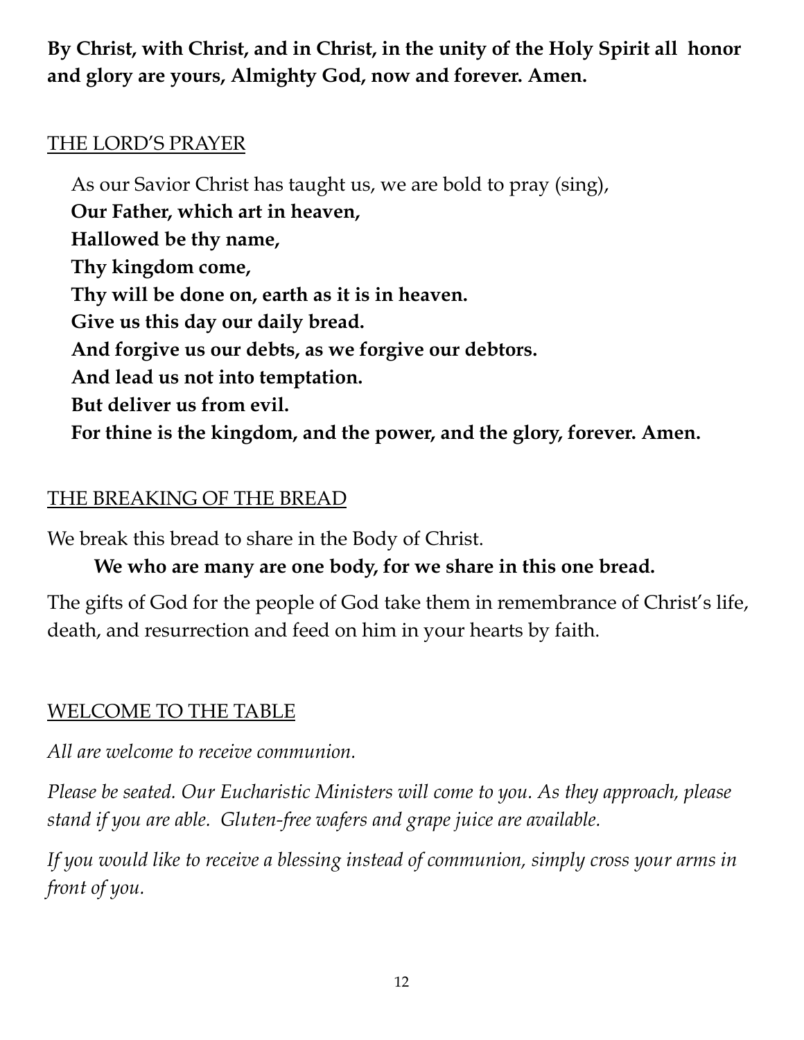**By Christ, with Christ, and in Christ, in the unity of the Holy Spirit all honor and glory are yours, Almighty God, now and forever. Amen.**

## THE LORD'S PRAYER

As our Savior Christ has taught us, we are bold to pray (sing),

**Our Father, which art in heaven,**
**Hallowed be thy name,**
**Thy kingdom come,**
**Thy will be done on, earth as it is in heaven.**
**Give us this day our daily bread.**
**And forgive us our debts, as we forgive our debtors.**
**And lead us not into temptation.**
**But deliver us from evil.**
**For thine is the kingdom, and the power, and the glory, forever. Amen.**

## THE BREAKING OF THE BREAD

We break this bread to share in the Body of Christ.

**We who are many are one body, for we share in this one bread.**

The gifts of God for the people of God take them in remembrance of Christ's life, death, and resurrection and feed on him in your hearts by faith.

## WELCOME TO THE TABLE

*All are welcome to receive communion.*

*Please be seated. Our Eucharistic Ministers will come to you. As they approach, please stand if you are able. Gluten-free wafers and grape juice are available.*

*If you would like to receive a blessing instead of communion, simply cross your arms in front of you.*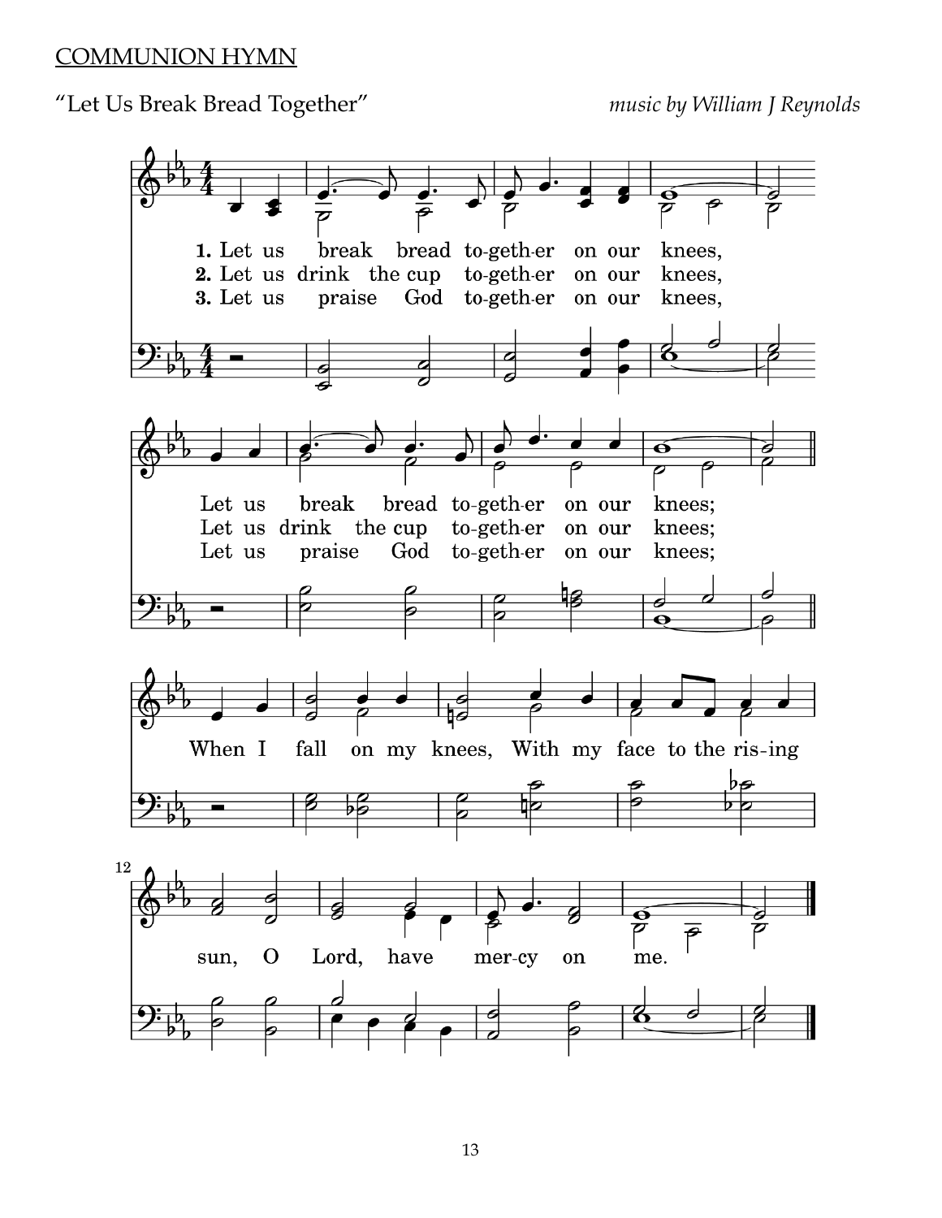COMMUNION HYMN

"Let Us Break Bread Together" *music by William J Reynolds*

1. Let us break bread together on our knees,
Let us break bread together on our knees;
When I fall on my knees, With my face to the rising sun, O Lord, have mercy on me.

2. Let us drink the cup together on our knees,
Let us drink the cup together on our knees;

3. Let us praise God together on our knees,
Let us praise God together on our knees;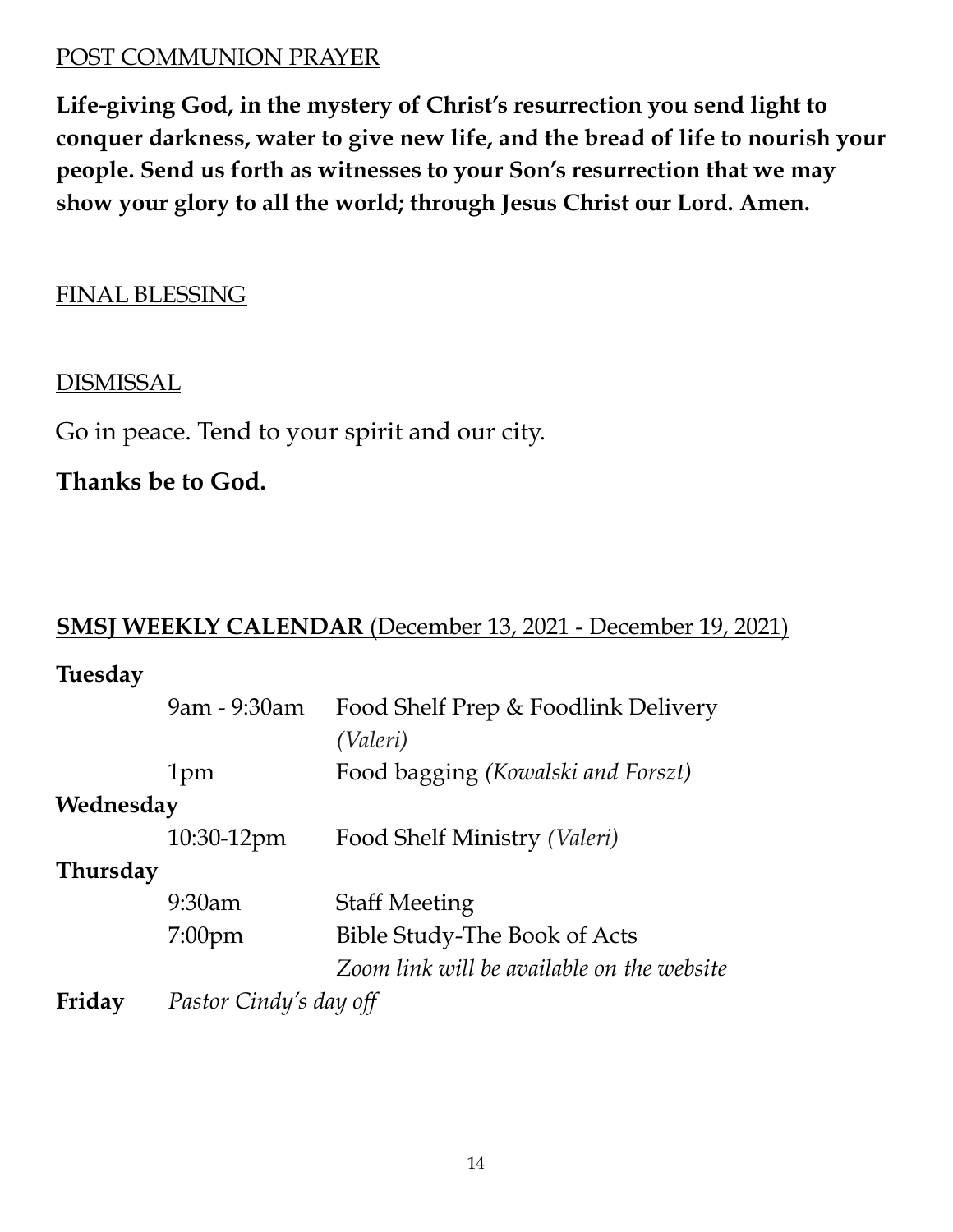POST COMMUNION PRAYER

**Life-giving God, in the mystery of Christ's resurrection you send light to conquer darkness, water to give new life, and the bread of life to nourish your people. Send us forth as witnesses to your Son's resurrection that we may show your glory to all the world; through Jesus Christ our Lord. Amen.**

FINAL BLESSING

DISMISSAL

Go in peace. Tend to your spirit and our city.

**Thanks be to God.**

## SMSJ WEEKLY CALENDAR (December 13, 2021 - December 19, 2021)

**Tuesday**

| | |
|---|---|
| 9am - 9:30am | Food Shelf Prep & Foodlink Delivery *(Valeri)* |
| 1pm | Food bagging *(Kowalski and Forszt)* |

**Wednesday**

| | |
|---|---|
| 10:30-12pm | Food Shelf Ministry *(Valeri)* |

**Thursday**

| | |
|---|---|
| 9:30am | Staff Meeting |
| 7:00pm | Bible Study-The Book of Acts *Zoom link will be available on the website* |

**Friday** *Pastor Cindy's day off*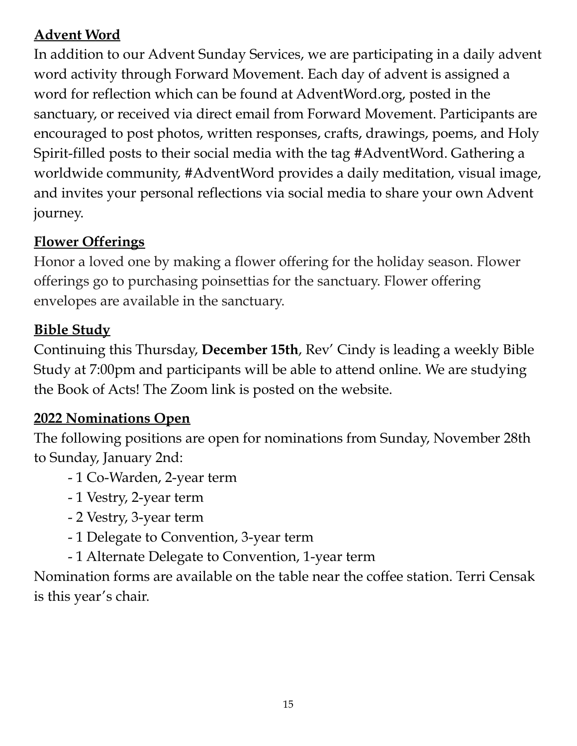## **Advent Word**

In addition to our Advent Sunday Services, we are participating in a daily advent word activity through Forward Movement. Each day of advent is assigned a word for reflection which can be found at AdventWord.org, posted in the sanctuary, or received via direct email from Forward Movement. Participants are encouraged to post photos, written responses, crafts, drawings, poems, and Holy Spirit-filled posts to their social media with the tag #AdventWord. Gathering a worldwide community, #AdventWord provides a daily meditation, visual image, and invites your personal reflections via social media to share your own Advent journey.

## **Flower Offerings**

Honor a loved one by making a flower offering for the holiday season. Flower offerings go to purchasing poinsettias for the sanctuary. Flower offering envelopes are available in the sanctuary.

## **Bible Study**

Continuing this Thursday, **December 15th**, Rev' Cindy is leading a weekly Bible Study at 7:00pm and participants will be able to attend online. We are studying the Book of Acts! The Zoom link is posted on the website.

## **2022 Nominations Open**

The following positions are open for nominations from Sunday, November 28th to Sunday, January 2nd:

- 1 Co-Warden, 2-year term
- 1 Vestry, 2-year term
- 2 Vestry, 3-year term
- 1 Delegate to Convention, 3-year term
- 1 Alternate Delegate to Convention, 1-year term

Nomination forms are available on the table near the coffee station. Terri Censak is this year's chair.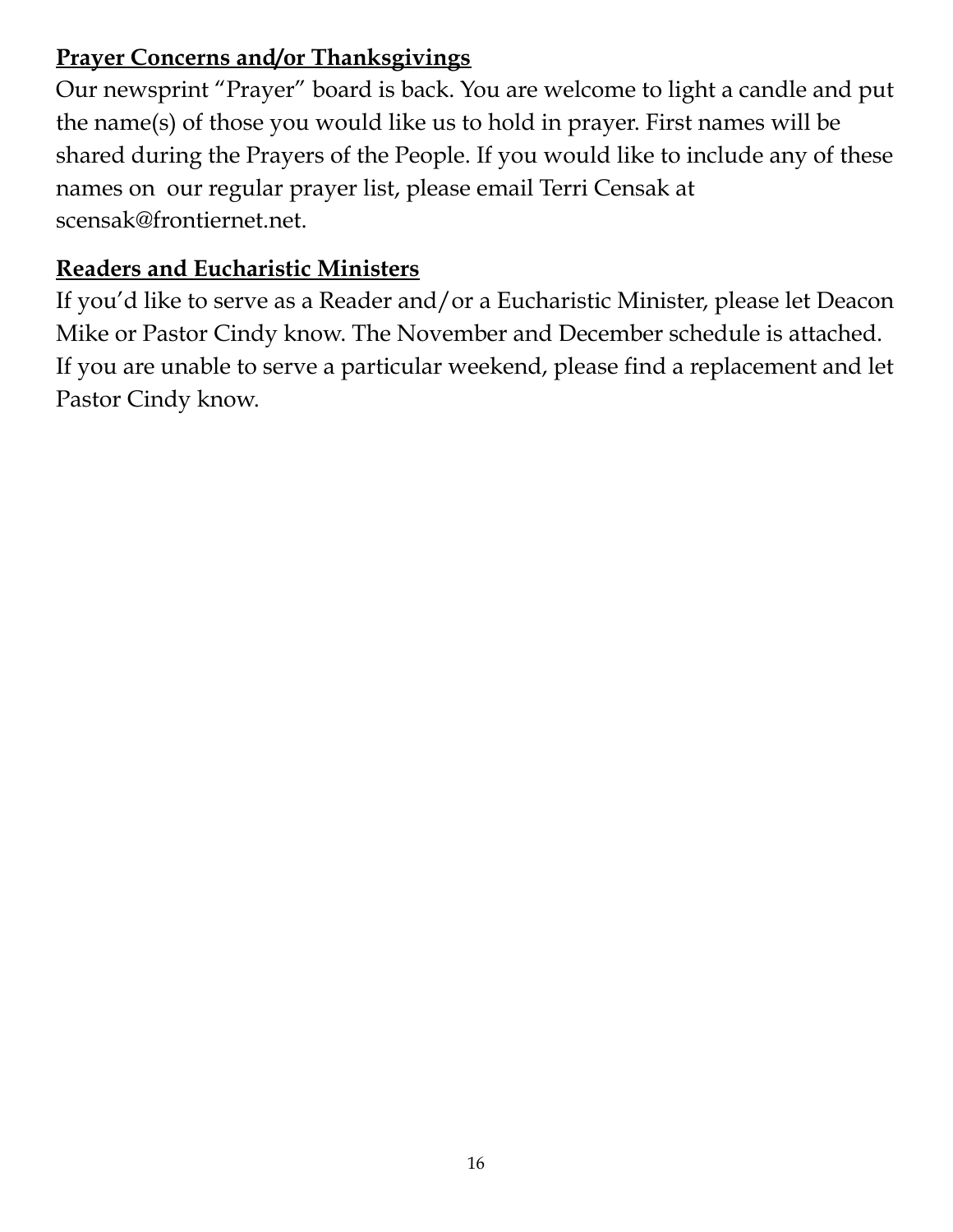**Prayer Concerns and/or Thanksgivings**

Our newsprint "Prayer" board is back. You are welcome to light a candle and put the name(s) of those you would like us to hold in prayer. First names will be shared during the Prayers of the People. If you would like to include any of these names on our regular prayer list, please email Terri Censak at scensak@frontiernet.net.

**Readers and Eucharistic Ministers**

If you'd like to serve as a Reader and/or a Eucharistic Minister, please let Deacon Mike or Pastor Cindy know. The November and December schedule is attached. If you are unable to serve a particular weekend, please find a replacement and let Pastor Cindy know.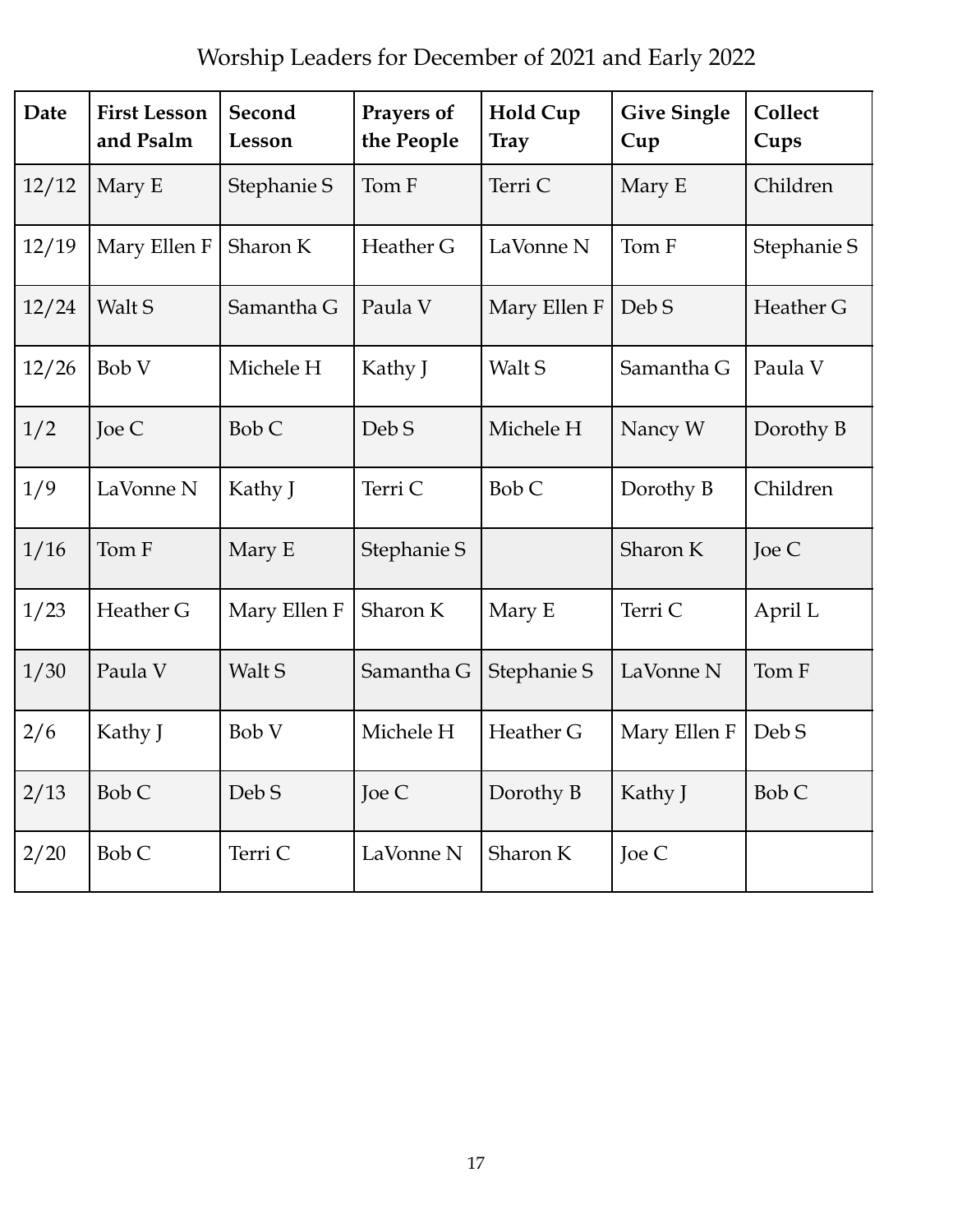# Worship Leaders for December of 2021 and Early 2022

| Date | First Lesson and Psalm | Second Lesson | Prayers of the People | Hold Cup Tray | Give Single Cup | Collect Cups |
|---|---|---|---|---|---|---|
| 12/12 | Mary E | Stephanie S | Tom F | Terri C | Mary E | Children |
| 12/19 | Mary Ellen F | Sharon K | Heather G | LaVonne N | Tom F | Stephanie S |
| 12/24 | Walt S | Samantha G | Paula V | Mary Ellen F | Deb S | Heather G |
| 12/26 | Bob V | Michele H | Kathy J | Walt S | Samantha G | Paula V |
| 1/2 | Joe C | Bob C | Deb S | Michele H | Nancy W | Dorothy B |
| 1/9 | LaVonne N | Kathy J | Terri C | Bob C | Dorothy B | Children |
| 1/16 | Tom F | Mary E | Stephanie S | | Sharon K | Joe C |
| 1/23 | Heather G | Mary Ellen F | Sharon K | Mary E | Terri C | April L |
| 1/30 | Paula V | Walt S | Samantha G | Stephanie S | LaVonne N | Tom F |
| 2/6 | Kathy J | Bob V | Michele H | Heather G | Mary Ellen F | Deb S |
| 2/13 | Bob C | Deb S | Joe C | Dorothy B | Kathy J | Bob C |
| 2/20 | Bob C | Terri C | LaVonne N | Sharon K | Joe C | |